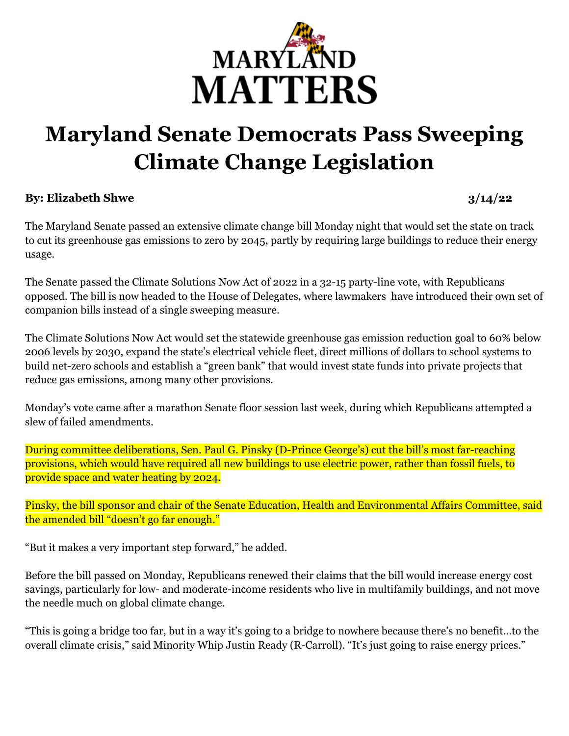MARYLAND MATTERS

# Maryland Senate Democrats Pass Sweeping Climate Change Legislation

**By: Elizabeth Shwe** **3/14/22**

The Maryland Senate passed an extensive climate change bill Monday night that would set the state on track to cut its greenhouse gas emissions to zero by 2045, partly by requiring large buildings to reduce their energy usage.

The Senate passed the Climate Solutions Now Act of 2022 in a 32-15 party-line vote, with Republicans opposed. The bill is now headed to the House of Delegates, where lawmakers have introduced their own set of companion bills instead of a single sweeping measure.

The Climate Solutions Now Act would set the statewide greenhouse gas emission reduction goal to 60% below 2006 levels by 2030, expand the state's electrical vehicle fleet, direct millions of dollars to school systems to build net-zero schools and establish a "green bank" that would invest state funds into private projects that reduce gas emissions, among many other provisions.

Monday's vote came after a marathon Senate floor session last week, during which Republicans attempted a slew of failed amendments.

During committee deliberations, Sen. Paul G. Pinsky (D-Prince George's) cut the bill's most far-reaching provisions, which would have required all new buildings to use electric power, rather than fossil fuels, to provide space and water heating by 2024.

Pinsky, the bill sponsor and chair of the Senate Education, Health and Environmental Affairs Committee, said the amended bill "doesn't go far enough."

"But it makes a very important step forward," he added.

Before the bill passed on Monday, Republicans renewed their claims that the bill would increase energy cost savings, particularly for low- and moderate-income residents who live in multifamily buildings, and not move the needle much on global climate change.

"This is going a bridge too far, but in a way it's going to a bridge to nowhere because there's no benefit…to the overall climate crisis," said Minority Whip Justin Ready (R-Carroll). "It's just going to raise energy prices."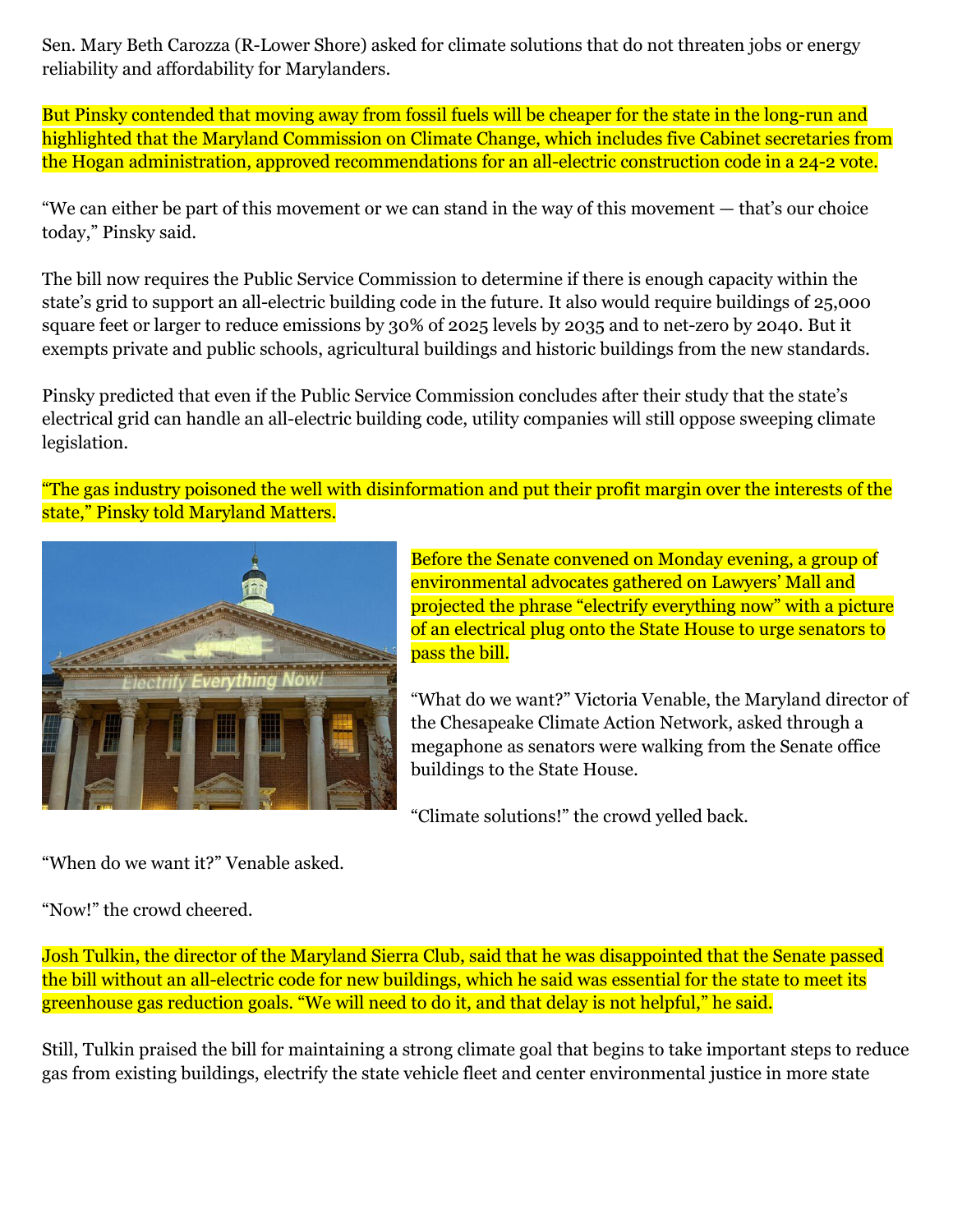Sen. Mary Beth Carozza (R-Lower Shore) asked for climate solutions that do not threaten jobs or energy reliability and affordability for Marylanders.

But Pinsky contended that moving away from fossil fuels will be cheaper for the state in the long-run and highlighted that the Maryland Commission on Climate Change, which includes five Cabinet secretaries from the Hogan administration, approved recommendations for an all-electric construction code in a 24-2 vote.

"We can either be part of this movement or we can stand in the way of this movement — that's our choice today," Pinsky said.

The bill now requires the Public Service Commission to determine if there is enough capacity within the state's grid to support an all-electric building code in the future. It also would require buildings of 25,000 square feet or larger to reduce emissions by 30% of 2025 levels by 2035 and to net-zero by 2040. But it exempts private and public schools, agricultural buildings and historic buildings from the new standards.

Pinsky predicted that even if the Public Service Commission concludes after their study that the state's electrical grid can handle an all-electric building code, utility companies will still oppose sweeping climate legislation.

"The gas industry poisoned the well with disinformation and put their profit margin over the interests of the state," Pinsky told Maryland Matters.

Before the Senate convened on Monday evening, a group of environmental advocates gathered on Lawyers' Mall and projected the phrase "electrify everything now" with a picture of an electrical plug onto the State House to urge senators to pass the bill.

"What do we want?" Victoria Venable, the Maryland director of the Chesapeake Climate Action Network, asked through a megaphone as senators were walking from the Senate office buildings to the State House.

"Climate solutions!" the crowd yelled back.

"When do we want it?" Venable asked.

"Now!" the crowd cheered.

Josh Tulkin, the director of the Maryland Sierra Club, said that he was disappointed that the Senate passed the bill without an all-electric code for new buildings, which he said was essential for the state to meet its greenhouse gas reduction goals. "We will need to do it, and that delay is not helpful," he said.

Still, Tulkin praised the bill for maintaining a strong climate goal that begins to take important steps to reduce gas from existing buildings, electrify the state vehicle fleet and center environmental justice in more state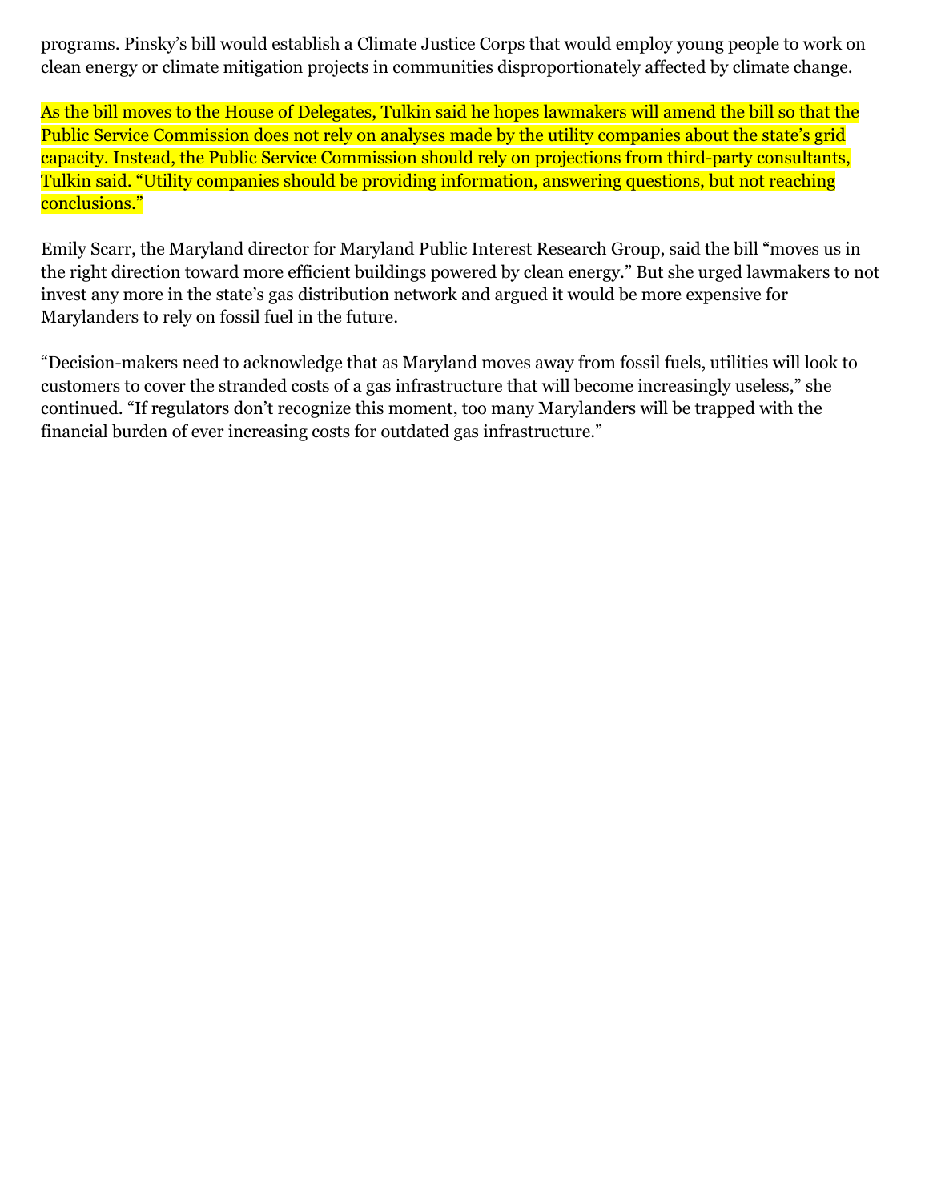programs. Pinsky's bill would establish a Climate Justice Corps that would employ young people to work on clean energy or climate mitigation projects in communities disproportionately affected by climate change.

As the bill moves to the House of Delegates, Tulkin said he hopes lawmakers will amend the bill so that the Public Service Commission does not rely on analyses made by the utility companies about the state's grid capacity. Instead, the Public Service Commission should rely on projections from third-party consultants, Tulkin said. "Utility companies should be providing information, answering questions, but not reaching conclusions."

Emily Scarr, the Maryland director for Maryland Public Interest Research Group, said the bill "moves us in the right direction toward more efficient buildings powered by clean energy." But she urged lawmakers to not invest any more in the state's gas distribution network and argued it would be more expensive for Marylanders to rely on fossil fuel in the future.

"Decision-makers need to acknowledge that as Maryland moves away from fossil fuels, utilities will look to customers to cover the stranded costs of a gas infrastructure that will become increasingly useless," she continued. "If regulators don't recognize this moment, too many Marylanders will be trapped with the financial burden of ever increasing costs for outdated gas infrastructure."